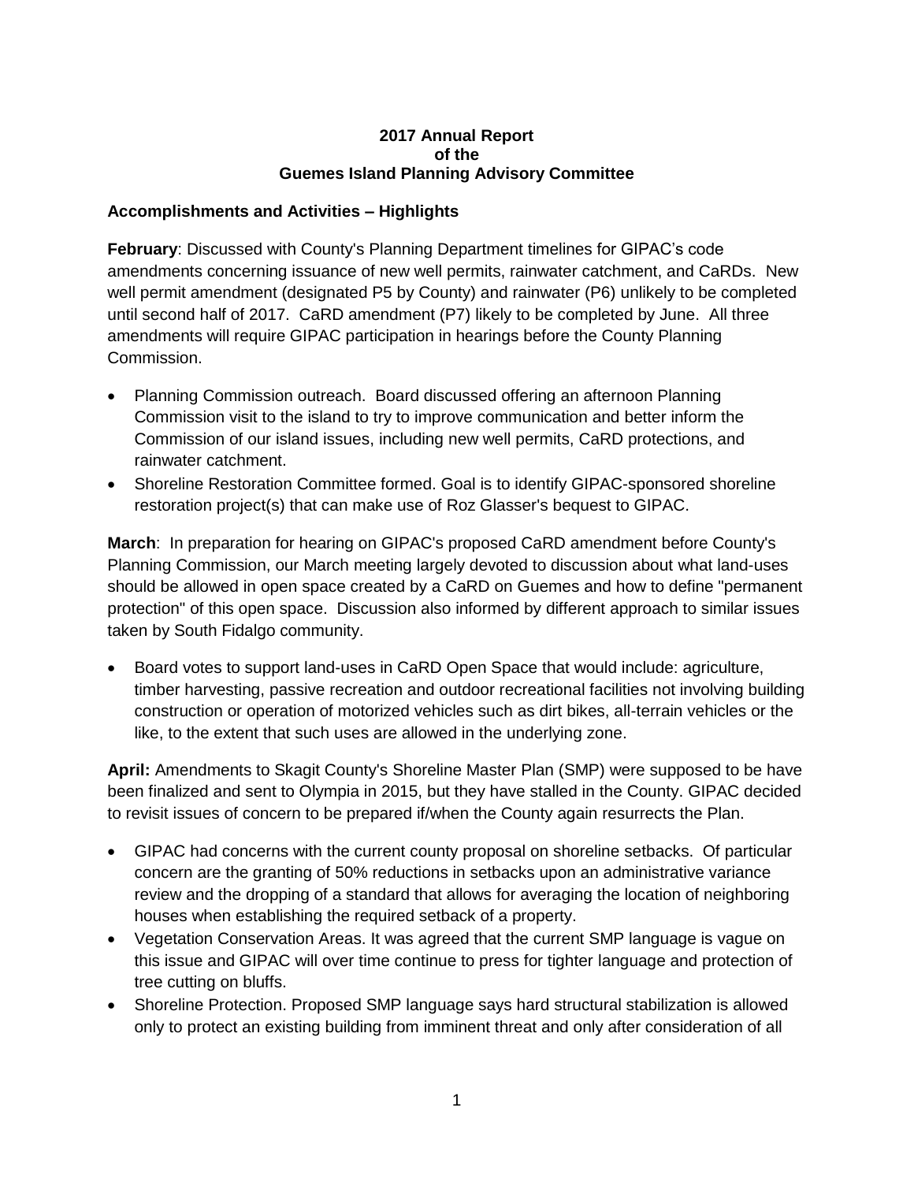# 2017 Annual Report
# of the
# Guemes Island Planning Advisory Committee

## Accomplishments and Activities – Highlights

**February**: Discussed with County's Planning Department timelines for GIPAC's code amendments concerning issuance of new well permits, rainwater catchment, and CaRDs. New well permit amendment (designated P5 by County) and rainwater (P6) unlikely to be completed until second half of 2017. CaRD amendment (P7) likely to be completed by June. All three amendments will require GIPAC participation in hearings before the County Planning Commission.

- Planning Commission outreach. Board discussed offering an afternoon Planning Commission visit to the island to try to improve communication and better inform the Commission of our island issues, including new well permits, CaRD protections, and rainwater catchment.
- Shoreline Restoration Committee formed. Goal is to identify GIPAC-sponsored shoreline restoration project(s) that can make use of Roz Glasser's bequest to GIPAC.

**March**: In preparation for hearing on GIPAC's proposed CaRD amendment before County's Planning Commission, our March meeting largely devoted to discussion about what land-uses should be allowed in open space created by a CaRD on Guemes and how to define "permanent protection" of this open space. Discussion also informed by different approach to similar issues taken by South Fidalgo community.

- Board votes to support land-uses in CaRD Open Space that would include: agriculture, timber harvesting, passive recreation and outdoor recreational facilities not involving building construction or operation of motorized vehicles such as dirt bikes, all-terrain vehicles or the like, to the extent that such uses are allowed in the underlying zone.

**April:** Amendments to Skagit County's Shoreline Master Plan (SMP) were supposed to be have been finalized and sent to Olympia in 2015, but they have stalled in the County. GIPAC decided to revisit issues of concern to be prepared if/when the County again resurrects the Plan.

- GIPAC had concerns with the current county proposal on shoreline setbacks. Of particular concern are the granting of 50% reductions in setbacks upon an administrative variance review and the dropping of a standard that allows for averaging the location of neighboring houses when establishing the required setback of a property.
- Vegetation Conservation Areas. It was agreed that the current SMP language is vague on this issue and GIPAC will over time continue to press for tighter language and protection of tree cutting on bluffs.
- Shoreline Protection. Proposed SMP language says hard structural stabilization is allowed only to protect an existing building from imminent threat and only after consideration of all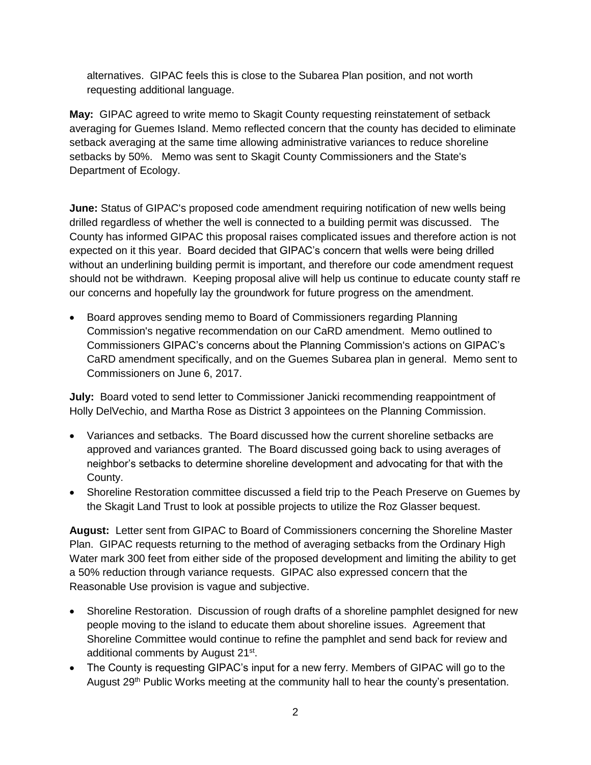alternatives. GIPAC feels this is close to the Subarea Plan position, and not worth requesting additional language.

**May:** GIPAC agreed to write memo to Skagit County requesting reinstatement of setback averaging for Guemes Island. Memo reflected concern that the county has decided to eliminate setback averaging at the same time allowing administrative variances to reduce shoreline setbacks by 50%. Memo was sent to Skagit County Commissioners and the State's Department of Ecology.

**June:** Status of GIPAC's proposed code amendment requiring notification of new wells being drilled regardless of whether the well is connected to a building permit was discussed. The County has informed GIPAC this proposal raises complicated issues and therefore action is not expected on it this year. Board decided that GIPAC's concern that wells were being drilled without an underlining building permit is important, and therefore our code amendment request should not be withdrawn. Keeping proposal alive will help us continue to educate county staff re our concerns and hopefully lay the groundwork for future progress on the amendment.

- Board approves sending memo to Board of Commissioners regarding Planning Commission's negative recommendation on our CaRD amendment. Memo outlined to Commissioners GIPAC's concerns about the Planning Commission's actions on GIPAC's CaRD amendment specifically, and on the Guemes Subarea plan in general. Memo sent to Commissioners on June 6, 2017.

**July:** Board voted to send letter to Commissioner Janicki recommending reappointment of Holly DelVechio, and Martha Rose as District 3 appointees on the Planning Commission.

- Variances and setbacks. The Board discussed how the current shoreline setbacks are approved and variances granted. The Board discussed going back to using averages of neighbor's setbacks to determine shoreline development and advocating for that with the County.
- Shoreline Restoration committee discussed a field trip to the Peach Preserve on Guemes by the Skagit Land Trust to look at possible projects to utilize the Roz Glasser bequest.

**August:** Letter sent from GIPAC to Board of Commissioners concerning the Shoreline Master Plan. GIPAC requests returning to the method of averaging setbacks from the Ordinary High Water mark 300 feet from either side of the proposed development and limiting the ability to get a 50% reduction through variance requests. GIPAC also expressed concern that the Reasonable Use provision is vague and subjective.

- Shoreline Restoration. Discussion of rough drafts of a shoreline pamphlet designed for new people moving to the island to educate them about shoreline issues. Agreement that Shoreline Committee would continue to refine the pamphlet and send back for review and additional comments by August 21st.
- The County is requesting GIPAC's input for a new ferry. Members of GIPAC will go to the August 29th Public Works meeting at the community hall to hear the county's presentation.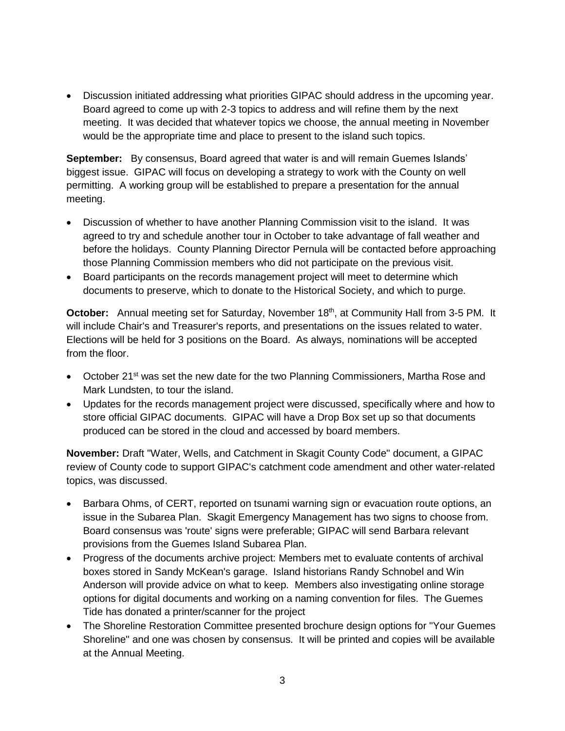- Discussion initiated addressing what priorities GIPAC should address in the upcoming year. Board agreed to come up with 2-3 topics to address and will refine them by the next meeting. It was decided that whatever topics we choose, the annual meeting in November would be the appropriate time and place to present to the island such topics.

**September:** By consensus, Board agreed that water is and will remain Guemes Islands' biggest issue. GIPAC will focus on developing a strategy to work with the County on well permitting. A working group will be established to prepare a presentation for the annual meeting.

- Discussion of whether to have another Planning Commission visit to the island. It was agreed to try and schedule another tour in October to take advantage of fall weather and before the holidays. County Planning Director Pernula will be contacted before approaching those Planning Commission members who did not participate on the previous visit.
- Board participants on the records management project will meet to determine which documents to preserve, which to donate to the Historical Society, and which to purge.

**October:** Annual meeting set for Saturday, November 18th, at Community Hall from 3-5 PM. It will include Chair's and Treasurer's reports, and presentations on the issues related to water. Elections will be held for 3 positions on the Board. As always, nominations will be accepted from the floor.

- October 21st was set the new date for the two Planning Commissioners, Martha Rose and Mark Lundsten, to tour the island.
- Updates for the records management project were discussed, specifically where and how to store official GIPAC documents. GIPAC will have a Drop Box set up so that documents produced can be stored in the cloud and accessed by board members.

**November:** Draft "Water, Wells, and Catchment in Skagit County Code" document, a GIPAC review of County code to support GIPAC's catchment code amendment and other water-related topics, was discussed.

- Barbara Ohms, of CERT, reported on tsunami warning sign or evacuation route options, an issue in the Subarea Plan. Skagit Emergency Management has two signs to choose from. Board consensus was 'route' signs were preferable; GIPAC will send Barbara relevant provisions from the Guemes Island Subarea Plan.
- Progress of the documents archive project: Members met to evaluate contents of archival boxes stored in Sandy McKean's garage. Island historians Randy Schnobel and Win Anderson will provide advice on what to keep. Members also investigating online storage options for digital documents and working on a naming convention for files. The Guemes Tide has donated a printer/scanner for the project
- The Shoreline Restoration Committee presented brochure design options for "Your Guemes Shoreline" and one was chosen by consensus. It will be printed and copies will be available at the Annual Meeting.